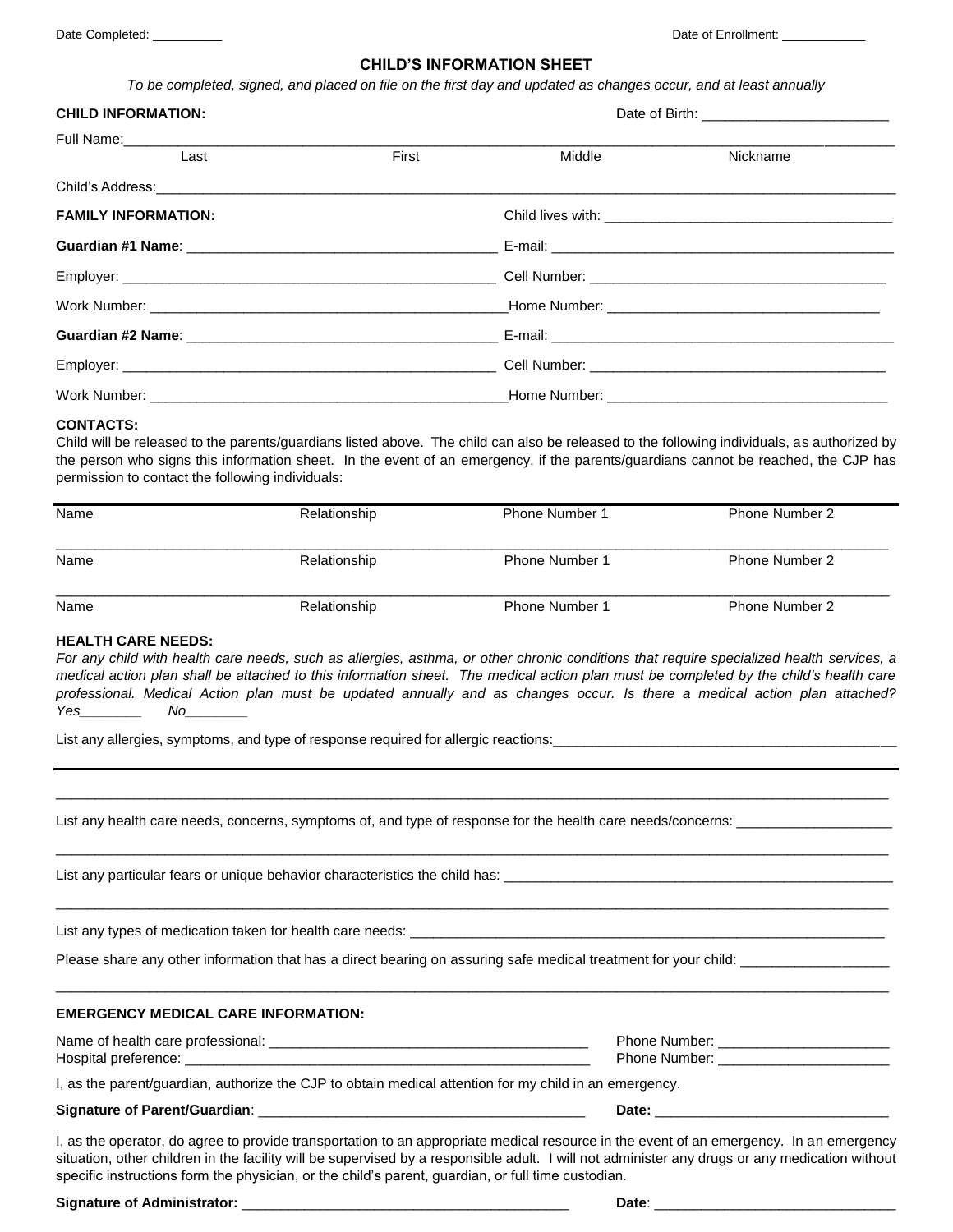Date Completed: __________ Date of Enrollment: ____________

## CHILD'S INFORMATION SHEET

*To be completed, signed, and placed on file on the first day and updated as changes occur, and at least annually*

**CHILD INFORMATION:** Date of Birth: ________________________

Full Name:____________________________________________________________________________

| Last | First | Middle | Nickname |
|---|---|---|---|

Child's Address:______________________________________________________________________

**FAMILY INFORMATION:** Child lives with: ____________________________________

**Guardian #1 Name**: _______________________________________ E-mail: ____________________________________________

Employer: _______________________________________________ Cell Number: _____________________________________

Work Number: ______________________________________________Home Number: ___________________________________

**Guardian #2 Name**: _______________________________________ E-mail: ____________________________________________

Employer: _______________________________________________ Cell Number: _____________________________________

Work Number: ______________________________________________Home Number: ___________________________________

**CONTACTS:**

Child will be released to the parents/guardians listed above. The child can also be released to the following individuals, as authorized by the person who signs this information sheet. In the event of an emergency, if the parents/guardians cannot be reached, the CJP has permission to contact the following individuals:

| Name | Relationship | Phone Number 1 | Phone Number 2 |
|---|---|---|---|
| | | | |
| Name | Relationship | Phone Number 1 | Phone Number 2 |
| | | | |
| Name | Relationship | Phone Number 1 | Phone Number 2 |

**HEALTH CARE NEEDS:**

*For any child with health care needs, such as allergies, asthma, or other chronic conditions that require specialized health services, a medical action plan shall be attached to this information sheet. The medical action plan must be completed by the child's health care professional. Medical Action plan must be updated annually and as changes occur. Is there a medical action plan attached? Yes________ No________*

List any allergies, symptoms, and type of response required for allergic reactions:_____________________________________________

___________________________________________________________________________________________________________

List any health care needs, concerns, symptoms of, and type of response for the health care needs/concerns: ____________________

___________________________________________________________________________________________________________

List any particular fears or unique behavior characteristics the child has: ___________________________________________________

___________________________________________________________________________________________________________

List any types of medication taken for health care needs: ______________________________________________________________

Please share any other information that has a direct bearing on assuring safe medical treatment for your child: ___________________

___________________________________________________________________________________________________________

**EMERGENCY MEDICAL CARE INFORMATION:**

Name of health care professional: __________________________________________ Phone Number: ______________________

Hospital preference: ______________________________________________________ Phone Number: ______________________

I, as the parent/guardian, authorize the CJP to obtain medical attention for my child in an emergency.

**Signature of Parent/Guardian**: ___________________________________________ **Date:** ______________________________

I, as the operator, do agree to provide transportation to an appropriate medical resource in the event of an emergency. In an emergency situation, other children in the facility will be supervised by a responsible adult. I will not administer any drugs or any medication without specific instructions form the physician, or the child's parent, guardian, or full time custodian.

**Signature of Administrator:** ___________________________________________ **Date**: _______________________________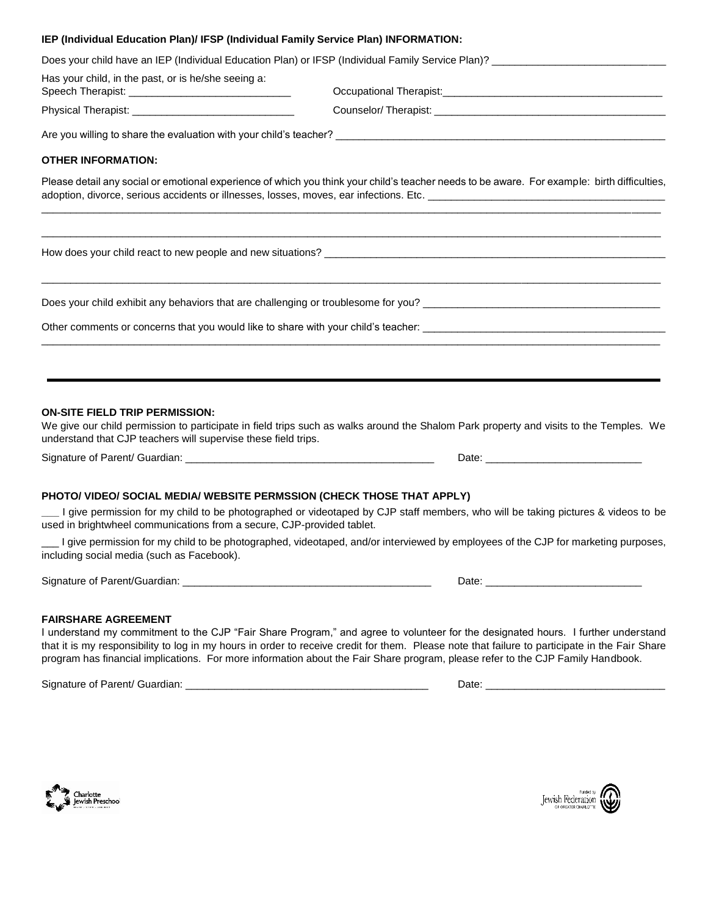**IEP (Individual Education Plan)/ IFSP (Individual Family Service Plan) INFORMATION:**

Does your child have an IEP (Individual Education Plan) or IFSP (Individual Family Service Plan)? ______________________________

Has your child, in the past, or is he/she seeing a:

Speech Therapist: ____________________________ Occupational Therapist:______________________________________

Physical Therapist: ____________________________ Counselor/ Therapist: ________________________________________

Are you willing to share the evaluation with your child's teacher? __________________________________________________________

**OTHER INFORMATION:**

Please detail any social or emotional experience of which you think your child's teacher needs to be aware. For example: birth difficulties, adoption, divorce, serious accidents or illnesses, losses, moves, ear infections. Etc. _________________________________________

_____________________________________________________________________________________________________________

_____________________________________________________________________________________________________________

How does your child react to new people and new situations? ______________________________________________________________

_____________________________________________________________________________________________________________

Does your child exhibit any behaviors that are challenging or troublesome for you? __________________________________________

Other comments or concerns that you would like to share with your child's teacher: __________________________________________

_____________________________________________________________________________________________________________

---

**ON-SITE FIELD TRIP PERMISSION:**

We give our child permission to participate in field trips such as walks around the Shalom Park property and visits to the Temples. We understand that CJP teachers will supervise these field trips.

Signature of Parent/ Guardian: ____________________________________________ Date: ___________________________

**PHOTO/ VIDEO/ SOCIAL MEDIA/ WEBSITE PERMSSION (CHECK THOSE THAT APPLY)**

___ I give permission for my child to be photographed or videotaped by CJP staff members, who will be taking pictures & videos to be used in brightwheel communications from a secure, CJP-provided tablet.

___ I give permission for my child to be photographed, videotaped, and/or interviewed by employees of the CJP for marketing purposes, including social media (such as Facebook).

Signature of Parent/Guardian: ____________________________________________ Date: ___________________________

**FAIRSHARE AGREEMENT**

I understand my commitment to the CJP "Fair Share Program," and agree to volunteer for the designated hours. I further understand that it is my responsibility to log in my hours in order to receive credit for them. Please note that failure to participate in the Fair Share program has financial implications. For more information about the Fair Share program, please refer to the CJP Family Handbook.

Signature of Parent/ Guardian: __________________________________________ Date: ______________________________

Charlotte Jewish Preschool

Funded by Jewish Federation of Greater Charlotte